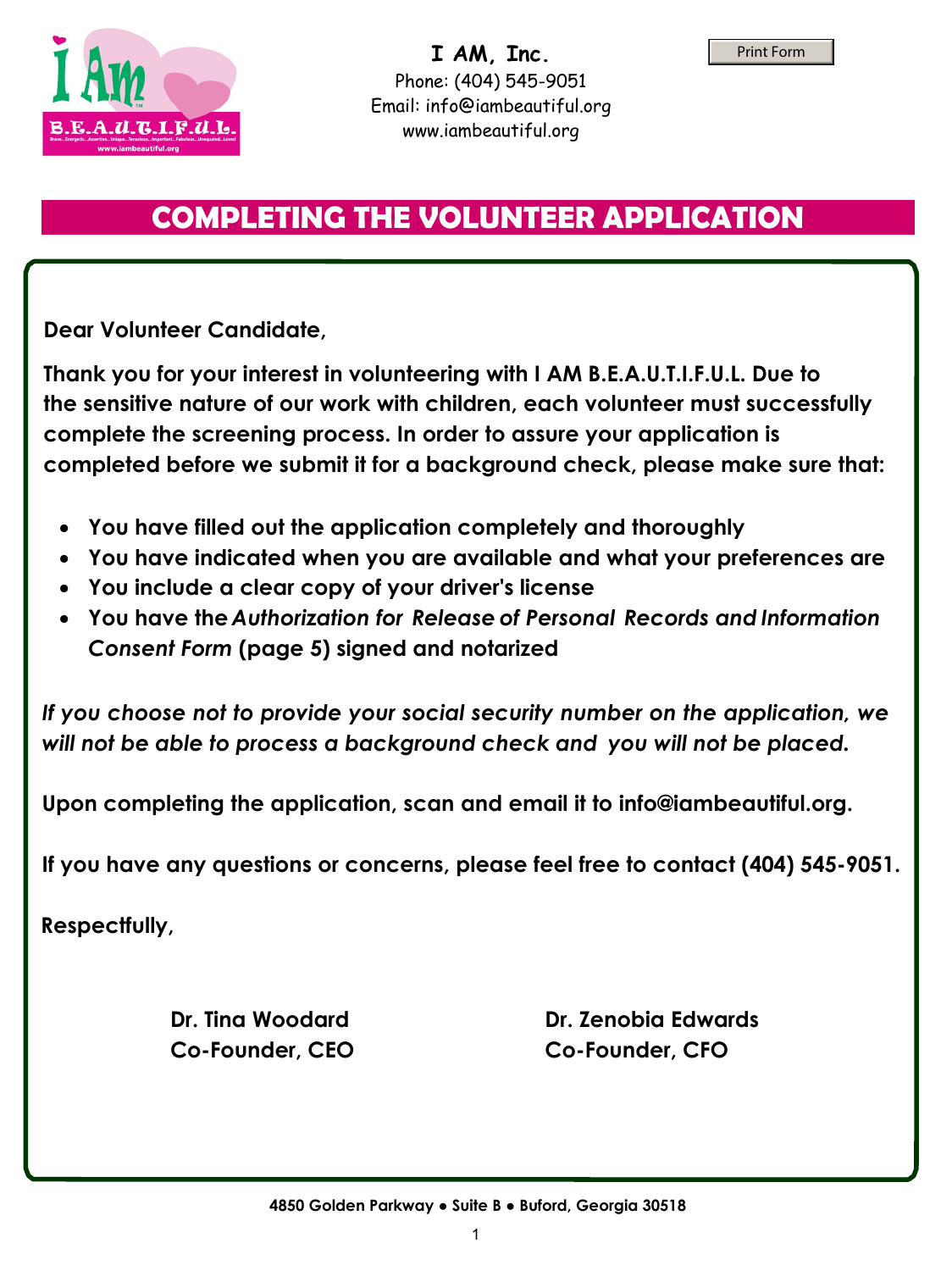**I AM, Inc.**
Phone: (404) 545-9051
Email: info@iambeautiful.org
www.iambeautiful.org

# COMPLETING THE VOLUNTEER APPLICATION

**Dear Volunteer Candidate,**

**Thank you for your interest in volunteering with I AM B.E.A.U.T.I.F.U.L. Due to the sensitive nature of our work with children, each volunteer must successfully complete the screening process. In order to assure your application is completed before we submit it for a background check, please make sure that:**

- **You have filled out the application completely and thoroughly**
- **You have indicated when you are available and what your preferences are**
- **You include a clear copy of your driver's license**
- **You have the *Authorization for Release of Personal Records and Information Consent Form* (page 5) signed and notarized**

***If you choose not to provide your social security number on the application, we will not be able to process a background check and you will not be placed.***

**Upon completing the application, scan and email it to info@iambeautiful.org.**

**If you have any questions or concerns, please feel free to contact (404) 545-9051.**

**Respectfully,**

**Dr. Tina Woodard**
**Co-Founder, CEO**

**Dr. Zenobia Edwards**
**Co-Founder, CFO**

**4850 Golden Parkway ● Suite B ● Buford, Georgia 30518**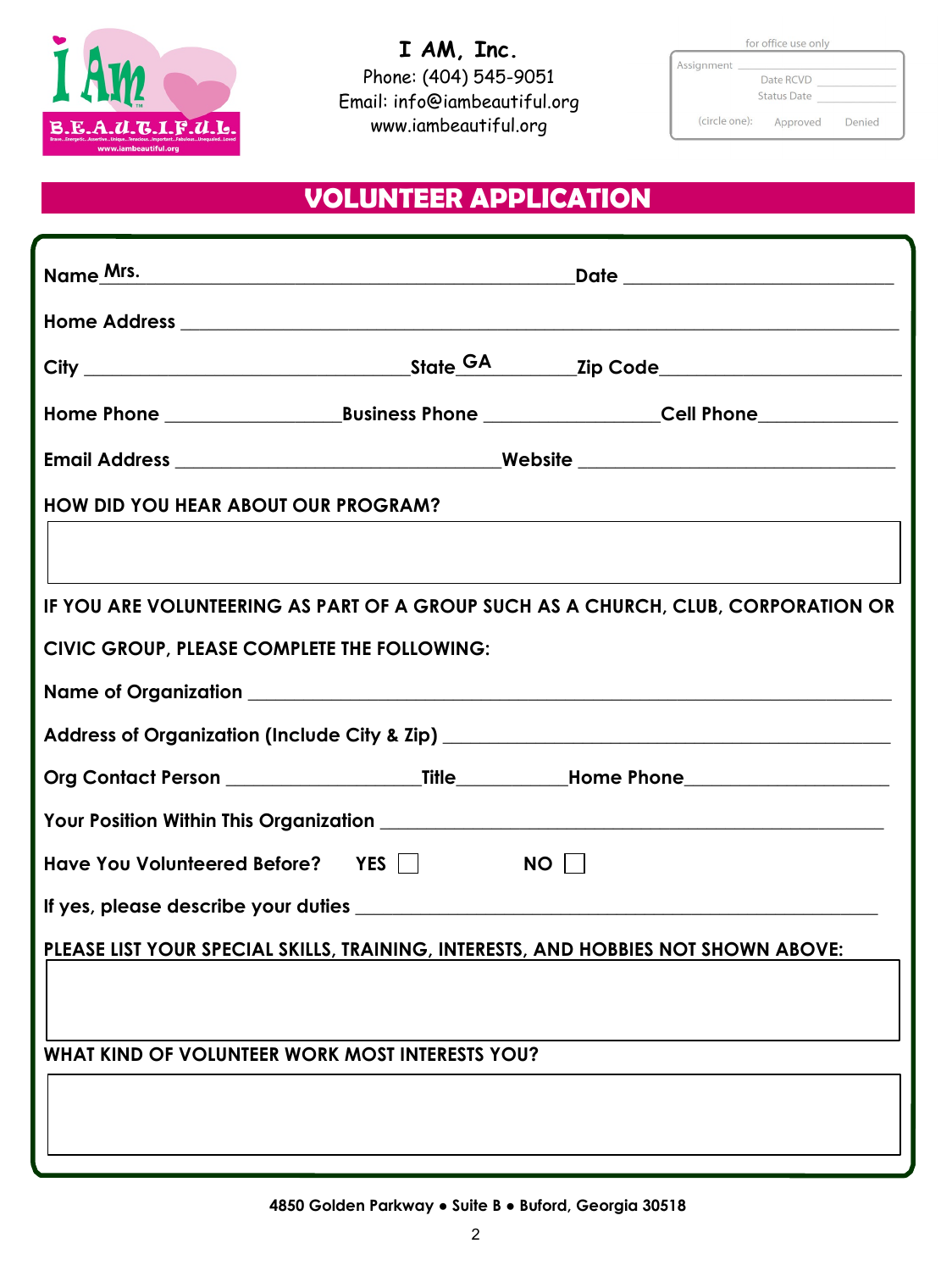I AM, Inc.
Phone: (404) 545-9051
Email: info@iambeautiful.org
www.iambeautiful.org

for office use only

Assignment ____________
Date RCVD ____________
Status Date ____________
(circle one): Approved Denied

# VOLUNTEER APPLICATION

**Name** Mrs. ______________________________ **Date** ____________________

**Home Address** ______________________________________________

**City** ____________________ **State** GA ________ **Zip Code** ____________________

**Home Phone** ______________ **Business Phone** ______________ **Cell Phone** ______________

**Email Address** ______________________ **Website** ______________________

**HOW DID YOU HEAR ABOUT OUR PROGRAM?**

&nbsp;

**IF YOU ARE VOLUNTEERING AS PART OF A GROUP SUCH AS A CHURCH, CLUB, CORPORATION OR CIVIC GROUP, PLEASE COMPLETE THE FOLLOWING:**

**Name of Organization** ______________________________________________

**Address of Organization (Include City & Zip)** ______________________________

**Org Contact Person** ______________ **Title** __________ **Home Phone** ______________

**Your Position Within This Organization** ______________________________

**Have You Volunteered Before?** **YES** ☐ **NO** ☐

**If yes, please describe your duties** ______________________________

**PLEASE LIST YOUR SPECIAL SKILLS, TRAINING, INTERESTS, AND HOBBIES NOT SHOWN ABOVE:**

&nbsp;

**WHAT KIND OF VOLUNTEER WORK MOST INTERESTS YOU?**

&nbsp;

**4850 Golden Parkway • Suite B • Buford, Georgia 30518**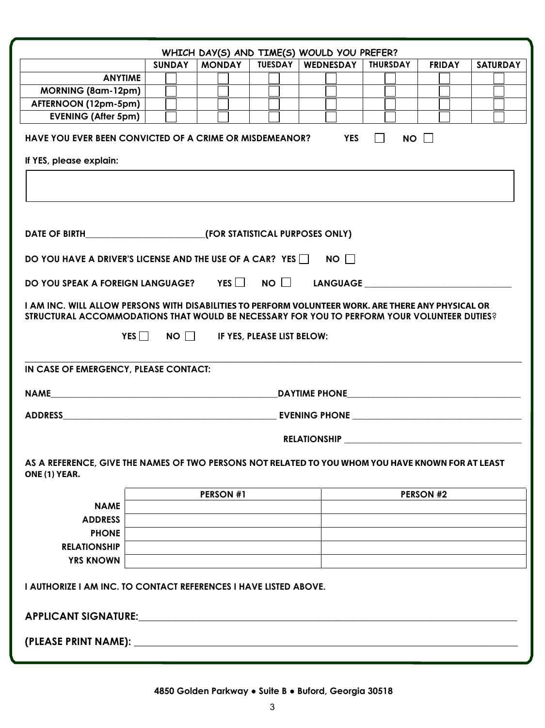**WHICH DAY(S) AND TIME(S) WOULD YOU PREFER?**

| | SUNDAY | MONDAY | TUESDAY | WEDNESDAY | THURSDAY | FRIDAY | SATURDAY |
|---|---|---|---|---|---|---|---|
| ANYTIME | ☐ | ☐ | ☐ | ☐ | ☐ | ☐ | ☐ |
| MORNING (8am-12pm) | ☐ | ☐ | ☐ | ☐ | ☐ | ☐ | ☐ |
| AFTERNOON (12pm-5pm) | ☐ | ☐ | ☐ | ☐ | ☐ | ☐ | ☐ |
| EVENING (After 5pm) | ☐ | ☐ | ☐ | ☐ | ☐ | ☐ | ☐ |

**HAVE YOU EVER BEEN CONVICTED OF A CRIME OR MISDEMEANOR?** **YES** ☐ **NO** ☐

**If YES, please explain:**

**DATE OF BIRTH**__________________________**(FOR STATISTICAL PURPOSES ONLY)**

**DO YOU HAVE A DRIVER'S LICENSE AND THE USE OF A CAR? YES** ☐ **NO** ☐

**DO YOU SPEAK A FOREIGN LANGUAGE? YES** ☐ **NO** ☐ **LANGUAGE** ______________________________

**I AM INC. WILL ALLOW PERSONS WITH DISABILITIES TO PERFORM VOLUNTEER WORK. ARE THERE ANY PHYSICAL OR STRUCTURAL ACCOMMODATIONS THAT WOULD BE NECESSARY FOR YOU TO PERFORM YOUR VOLUNTEER DUTIES?**

**YES** ☐ **NO** ☐ **IF YES, PLEASE LIST BELOW:**

**IN CASE OF EMERGENCY, PLEASE CONTACT:**

**NAME**__________________________________________________**DAYTIME PHONE**______________________________________

**ADDRESS**______________________________________________ **EVENING PHONE** _____________________________________

**RELATIONSHIP** _____________________________________

**AS A REFERENCE, GIVE THE NAMES OF TWO PERSONS NOT RELATED TO YOU WHOM YOU HAVE KNOWN FOR AT LEAST ONE (1) YEAR.**

| | PERSON #1 | PERSON #2 |
|---|---|---|
| NAME | | |
| ADDRESS | | |
| PHONE | | |
| RELATIONSHIP | | |
| YRS KNOWN | | |

**I AUTHORIZE I AM INC. TO CONTACT REFERENCES I HAVE LISTED ABOVE.**

**APPLICANT SIGNATURE:**__________________________________________________________________________

**(PLEASE PRINT NAME):** __________________________________________________________________________

**4850 Golden Parkway • Suite B • Buford, Georgia 30518**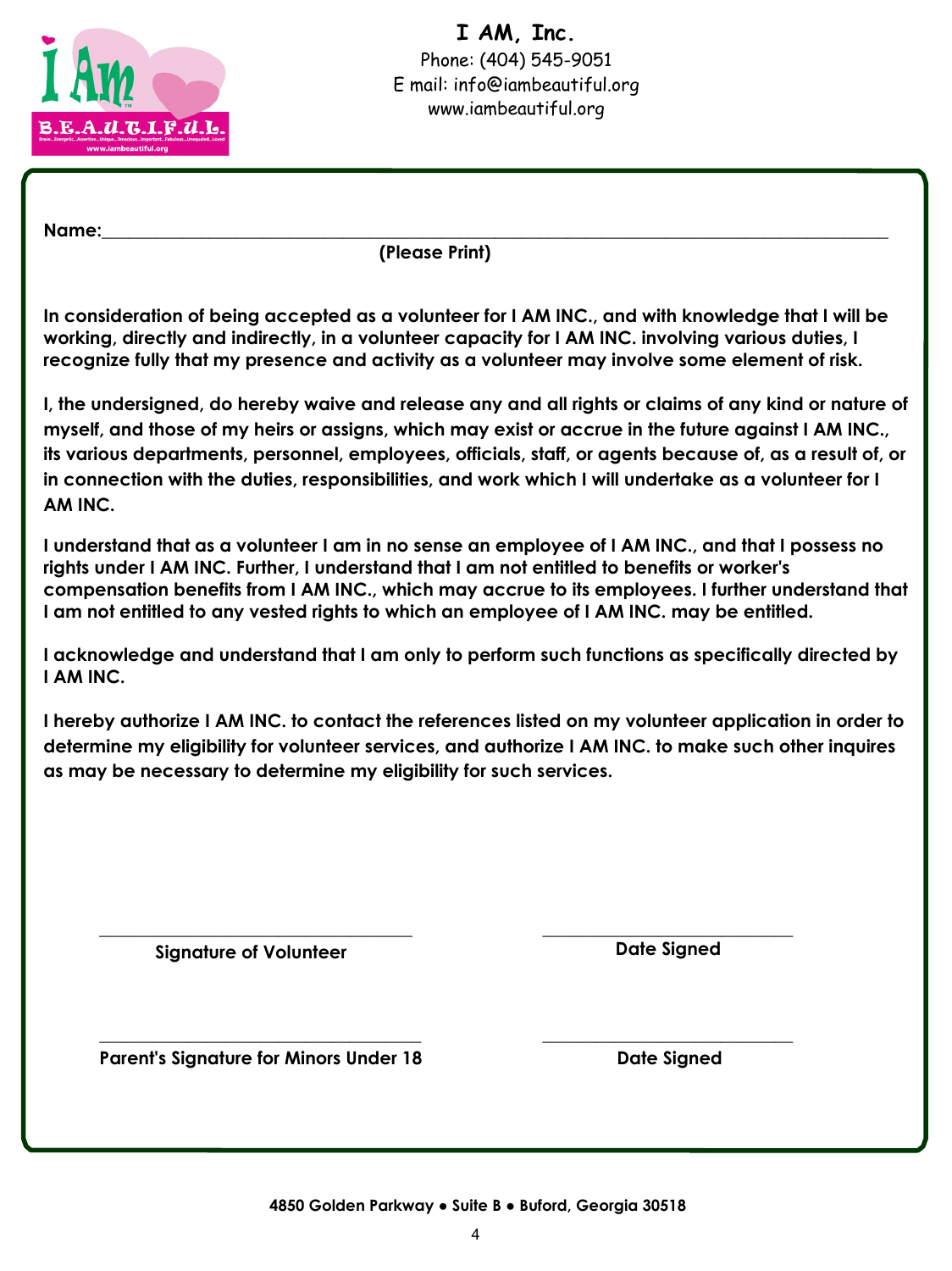**I AM, Inc.**
Phone: (404) 545-9051
E mail: info@iambeautiful.org
www.iambeautiful.org

**Name:**\_\_\_\_\_\_\_\_\_\_\_\_\_\_\_\_\_\_\_\_\_\_\_\_\_\_\_\_\_\_\_\_\_\_\_\_\_\_\_\_\_\_\_\_\_\_\_\_\_\_\_\_\_\_\_\_\_\_\_\_\_\_\_\_\_\_\_\_\_\_\_\_\_\_\_\_\_\_

**(Please Print)**

**In consideration of being accepted as a volunteer for I AM INC., and with knowledge that I will be working, directly and indirectly, in a volunteer capacity for I AM INC. involving various duties, I recognize fully that my presence and activity as a volunteer may involve some element of risk.**

**I, the undersigned, do hereby waive and release any and all rights or claims of any kind or nature of myself, and those of my heirs or assigns, which may exist or accrue in the future against I AM INC., its various departments, personnel, employees, officials, staff, or agents because of, as a result of, or in connection with the duties, responsibilities, and work which I will undertake as a volunteer for I AM INC.**

**I understand that as a volunteer I am in no sense an employee of I AM INC., and that I possess no rights under I AM INC. Further, I understand that I am not entitled to benefits or worker's compensation benefits from I AM INC., which may accrue to its employees. I further understand that I am not entitled to any vested rights to which an employee of I AM INC. may be entitled.**

**I acknowledge and understand that I am only to perform such functions as specifically directed by I AM INC.**

**I hereby authorize I AM INC. to contact the references listed on my volunteer application in order to determine my eligibility for volunteer services, and authorize I AM INC. to make such other inquires as may be necessary to determine my eligibility for such services.**

\_\_\_\_\_\_\_\_\_\_\_\_\_\_\_\_\_\_\_\_\_\_\_\_\_\_\_\_\_\_\_\_\_\_\_
**Signature of Volunteer**

\_\_\_\_\_\_\_\_\_\_\_\_\_\_\_\_\_\_\_\_\_\_\_\_\_\_\_\_\_\_\_
**Date Signed**

\_\_\_\_\_\_\_\_\_\_\_\_\_\_\_\_\_\_\_\_\_\_\_\_\_\_\_\_\_\_\_\_\_\_\_
**Parent's Signature for Minors Under 18**

\_\_\_\_\_\_\_\_\_\_\_\_\_\_\_\_\_\_\_\_\_\_\_\_\_\_\_\_\_\_\_
**Date Signed**

**4850 Golden Parkway ● Suite B ● Buford, Georgia 30518**